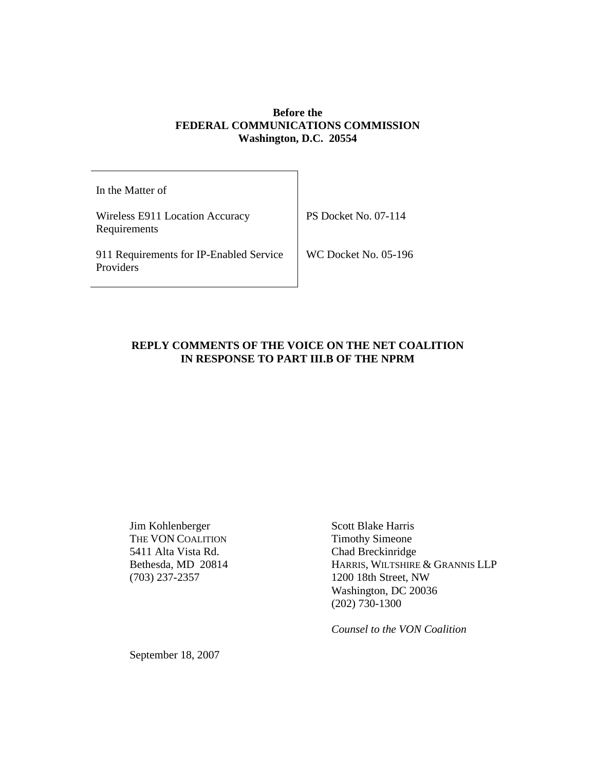**Before the**
**FEDERAL COMMUNICATIONS COMMISSION**
**Washington, D.C. 20554**

| In the Matter of | |
| --- | --- |
| Wireless E911 Location Accuracy Requirements | PS Docket No. 07-114 |
| 911 Requirements for IP-Enabled Service Providers | WC Docket No. 05-196 |

**REPLY COMMENTS OF THE VOICE ON THE NET COALITION IN RESPONSE TO PART III.B OF THE NPRM**

Jim Kohlenberger
THE VON COALITION
5411 Alta Vista Rd.
Bethesda, MD 20814
(703) 237-2357

Scott Blake Harris
Timothy Simeone
Chad Breckinridge
HARRIS, WILTSHIRE & GRANNIS LLP
1200 18th Street, NW
Washington, DC 20036
(202) 730-1300

*Counsel to the VON Coalition*

September 18, 2007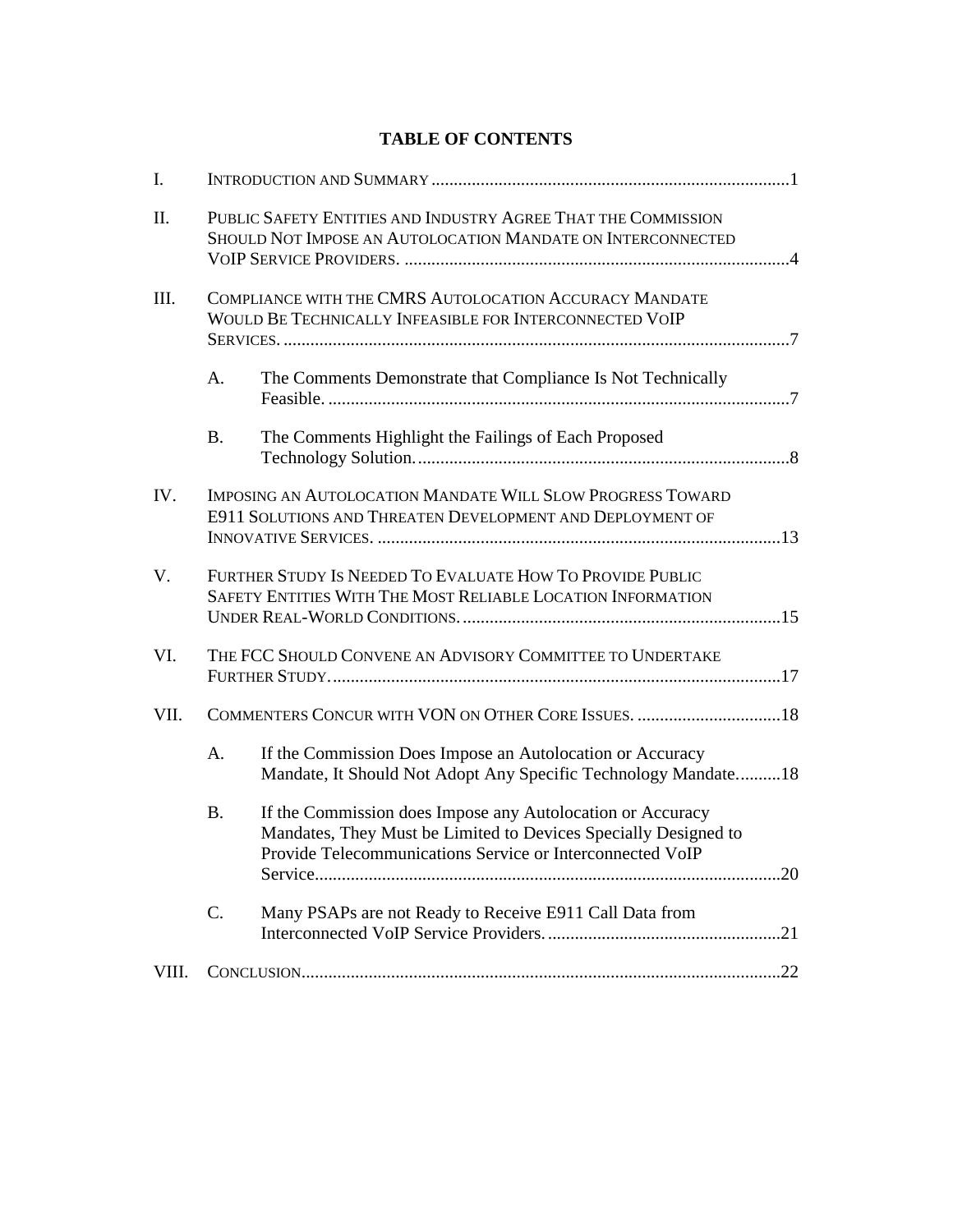# TABLE OF CONTENTS

I. INTRODUCTION AND SUMMARY ....................................................................................1

II. PUBLIC SAFETY ENTITIES AND INDUSTRY AGREE THAT THE COMMISSION SHOULD NOT IMPOSE AN AUTOLOCATION MANDATE ON INTERCONNECTED VOIP SERVICE PROVIDERS. ......................................................................................4

III. COMPLIANCE WITH THE CMRS AUTOLOCATION ACCURACY MANDATE WOULD BE TECHNICALLY INFEASIBLE FOR INTERCONNECTED VOIP SERVICES. ..................................................................................................................7

- A. The Comments Demonstrate that Compliance Is Not Technically Feasible. .......................................................................................................7
- B. The Comments Highlight the Failings of Each Proposed Technology Solution. ..................................................................................8

IV. IMPOSING AN AUTOLOCATION MANDATE WILL SLOW PROGRESS TOWARD E911 SOLUTIONS AND THREATEN DEVELOPMENT AND DEPLOYMENT OF INNOVATIVE SERVICES. ..........................................................................................13

V. FURTHER STUDY IS NEEDED TO EVALUATE HOW TO PROVIDE PUBLIC SAFETY ENTITIES WITH THE MOST RELIABLE LOCATION INFORMATION UNDER REAL-WORLD CONDITIONS. .......................................................................15

VI. THE FCC SHOULD CONVENE AN ADVISORY COMMITTEE TO UNDERTAKE FURTHER STUDY. ....................................................................................................17

VII. COMMENTERS CONCUR WITH VON ON OTHER CORE ISSUES. ................................18

- A. If the Commission Does Impose an Autolocation or Accuracy Mandate, It Should Not Adopt Any Specific Technology Mandate..........18
- B. If the Commission does Impose any Autolocation or Accuracy Mandates, They Must be Limited to Devices Specially Designed to Provide Telecommunications Service or Interconnected VoIP Service.......................................................................................................20
- C. Many PSAPs are not Ready to Receive E911 Call Data from Interconnected VoIP Service Providers. ....................................................21

VIII. CONCLUSION...........................................................................................................22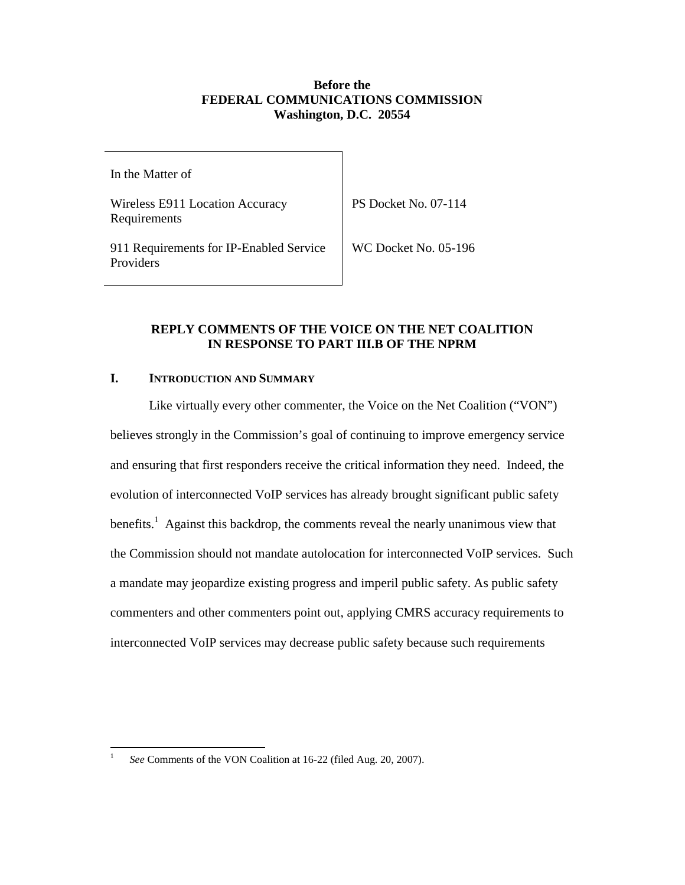**Before the**
**FEDERAL COMMUNICATIONS COMMISSION**
**Washington, D.C. 20554**

| In the Matter of | |
|---|---|
| Wireless E911 Location Accuracy Requirements | PS Docket No. 07-114 |
| 911 Requirements for IP-Enabled Service Providers | WC Docket No. 05-196 |

**REPLY COMMENTS OF THE VOICE ON THE NET COALITION IN RESPONSE TO PART III.B OF THE NPRM**

## I. INTRODUCTION AND SUMMARY

Like virtually every other commenter, the Voice on the Net Coalition ("VON") believes strongly in the Commission's goal of continuing to improve emergency service and ensuring that first responders receive the critical information they need. Indeed, the evolution of interconnected VoIP services has already brought significant public safety benefits.[1] Against this backdrop, the comments reveal the nearly unanimous view that the Commission should not mandate autolocation for interconnected VoIP services. Such a mandate may jeopardize existing progress and imperil public safety. As public safety commenters and other commenters point out, applying CMRS accuracy requirements to interconnected VoIP services may decrease public safety because such requirements

[1] *See* Comments of the VON Coalition at 16-22 (filed Aug. 20, 2007).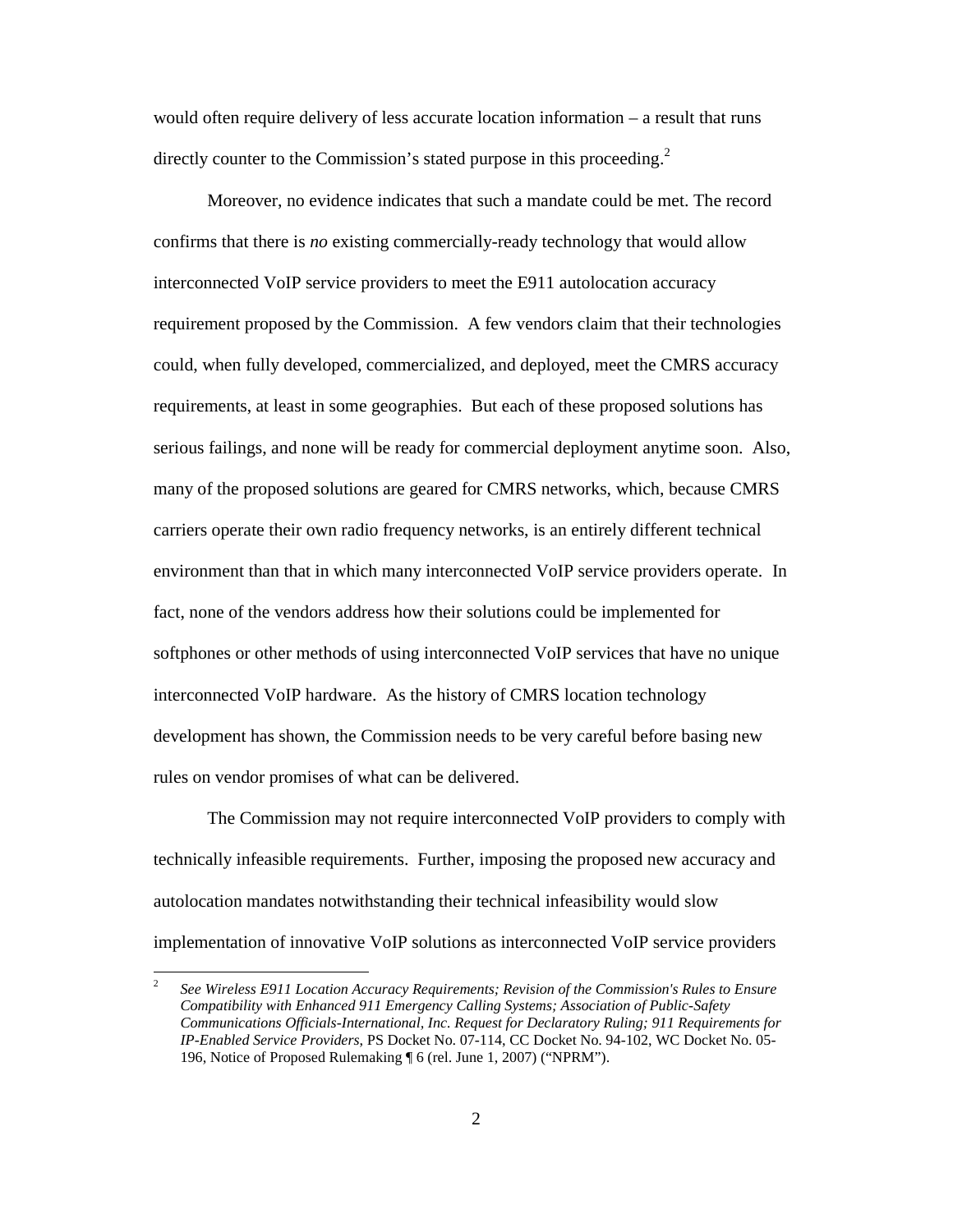would often require delivery of less accurate location information – a result that runs directly counter to the Commission's stated purpose in this proceeding.[2]

Moreover, no evidence indicates that such a mandate could be met. The record confirms that there is *no* existing commercially-ready technology that would allow interconnected VoIP service providers to meet the E911 autolocation accuracy requirement proposed by the Commission. A few vendors claim that their technologies could, when fully developed, commercialized, and deployed, meet the CMRS accuracy requirements, at least in some geographies. But each of these proposed solutions has serious failings, and none will be ready for commercial deployment anytime soon. Also, many of the proposed solutions are geared for CMRS networks, which, because CMRS carriers operate their own radio frequency networks, is an entirely different technical environment than that in which many interconnected VoIP service providers operate. In fact, none of the vendors address how their solutions could be implemented for softphones or other methods of using interconnected VoIP services that have no unique interconnected VoIP hardware. As the history of CMRS location technology development has shown, the Commission needs to be very careful before basing new rules on vendor promises of what can be delivered.

The Commission may not require interconnected VoIP providers to comply with technically infeasible requirements. Further, imposing the proposed new accuracy and autolocation mandates notwithstanding their technical infeasibility would slow implementation of innovative VoIP solutions as interconnected VoIP service providers

---

[2] *See Wireless E911 Location Accuracy Requirements; Revision of the Commission's Rules to Ensure Compatibility with Enhanced 911 Emergency Calling Systems; Association of Public-Safety Communications Officials-International, Inc. Request for Declaratory Ruling; 911 Requirements for IP-Enabled Service Providers*, PS Docket No. 07-114, CC Docket No. 94-102, WC Docket No. 05-196, Notice of Proposed Rulemaking ¶ 6 (rel. June 1, 2007) ("NPRM").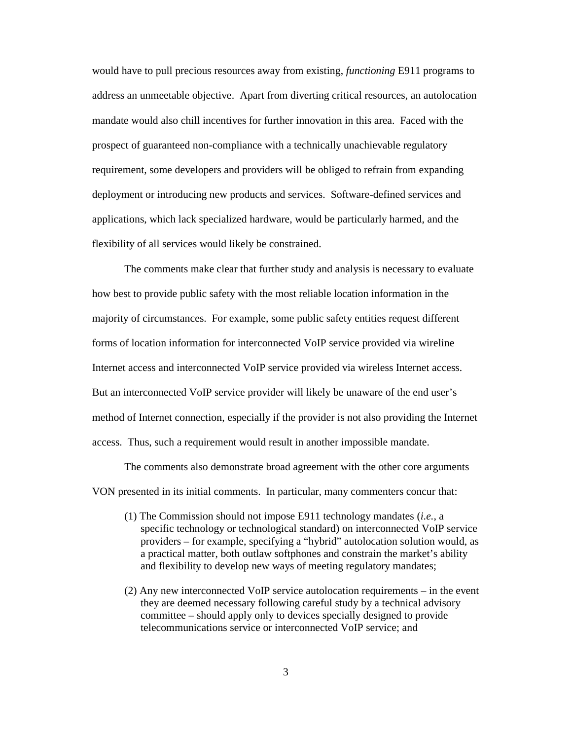would have to pull precious resources away from existing, *functioning* E911 programs to address an unmeetable objective. Apart from diverting critical resources, an autolocation mandate would also chill incentives for further innovation in this area. Faced with the prospect of guaranteed non-compliance with a technically unachievable regulatory requirement, some developers and providers will be obliged to refrain from expanding deployment or introducing new products and services. Software-defined services and applications, which lack specialized hardware, would be particularly harmed, and the flexibility of all services would likely be constrained.

The comments make clear that further study and analysis is necessary to evaluate how best to provide public safety with the most reliable location information in the majority of circumstances. For example, some public safety entities request different forms of location information for interconnected VoIP service provided via wireline Internet access and interconnected VoIP service provided via wireless Internet access. But an interconnected VoIP service provider will likely be unaware of the end user's method of Internet connection, especially if the provider is not also providing the Internet access. Thus, such a requirement would result in another impossible mandate.

The comments also demonstrate broad agreement with the other core arguments VON presented in its initial comments. In particular, many commenters concur that:

(1) The Commission should not impose E911 technology mandates (*i.e.*, a specific technology or technological standard) on interconnected VoIP service providers – for example, specifying a "hybrid" autolocation solution would, as a practical matter, both outlaw softphones and constrain the market's ability and flexibility to develop new ways of meeting regulatory mandates;

(2) Any new interconnected VoIP service autolocation requirements – in the event they are deemed necessary following careful study by a technical advisory committee – should apply only to devices specially designed to provide telecommunications service or interconnected VoIP service; and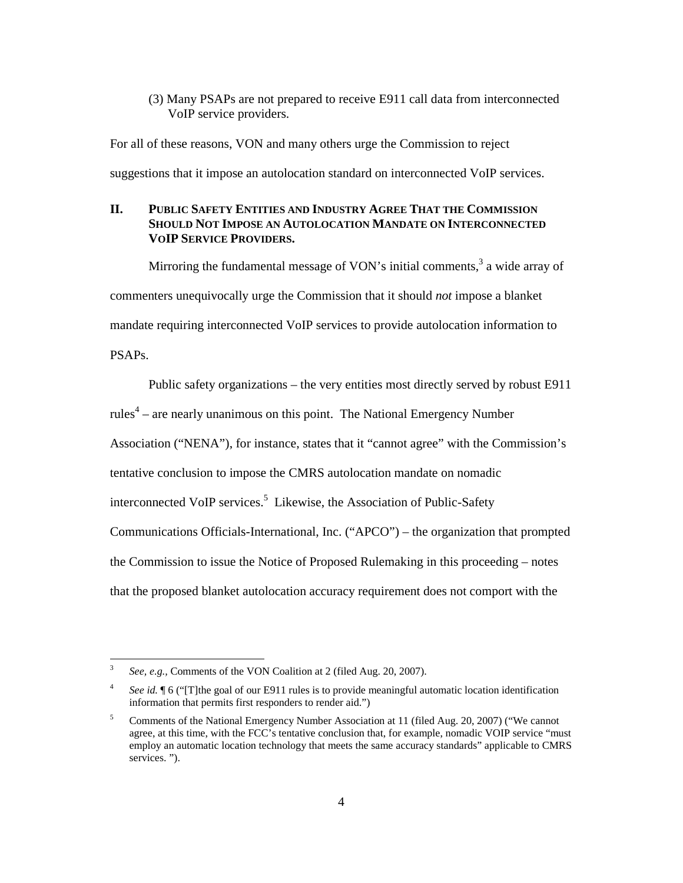(3) Many PSAPs are not prepared to receive E911 call data from interconnected VoIP service providers.

For all of these reasons, VON and many others urge the Commission to reject suggestions that it impose an autolocation standard on interconnected VoIP services.

## II. Public Safety Entities and Industry Agree That the Commission Should Not Impose an Autolocation Mandate on Interconnected VoIP Service Providers.

Mirroring the fundamental message of VON's initial comments,[3] a wide array of commenters unequivocally urge the Commission that it should *not* impose a blanket mandate requiring interconnected VoIP services to provide autolocation information to PSAPs.

Public safety organizations – the very entities most directly served by robust E911 rules[4] – are nearly unanimous on this point. The National Emergency Number Association ("NENA"), for instance, states that it "cannot agree" with the Commission's tentative conclusion to impose the CMRS autolocation mandate on nomadic interconnected VoIP services.[5] Likewise, the Association of Public-Safety Communications Officials-International, Inc. ("APCO") – the organization that prompted the Commission to issue the Notice of Proposed Rulemaking in this proceeding – notes that the proposed blanket autolocation accuracy requirement does not comport with the

---

[3] *See, e.g.,* Comments of the VON Coalition at 2 (filed Aug. 20, 2007).

[4] *See id.* ¶ 6 ("[T]he goal of our E911 rules is to provide meaningful automatic location identification information that permits first responders to render aid.")

[5] Comments of the National Emergency Number Association at 11 (filed Aug. 20, 2007) ("We cannot agree, at this time, with the FCC's tentative conclusion that, for example, nomadic VOIP service "must employ an automatic location technology that meets the same accuracy standards" applicable to CMRS services. ").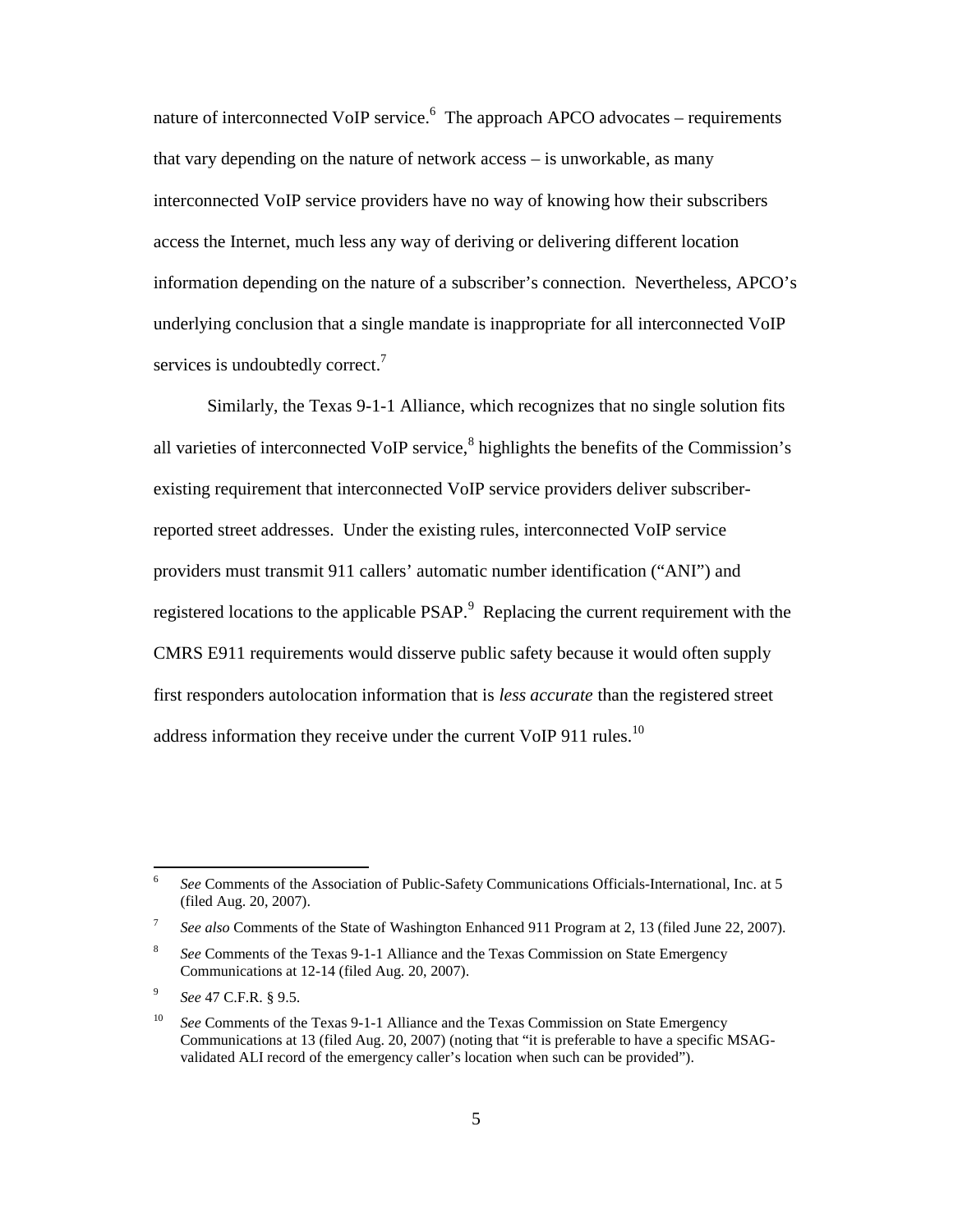nature of interconnected VoIP service.[6] The approach APCO advocates – requirements that vary depending on the nature of network access – is unworkable, as many interconnected VoIP service providers have no way of knowing how their subscribers access the Internet, much less any way of deriving or delivering different location information depending on the nature of a subscriber's connection. Nevertheless, APCO's underlying conclusion that a single mandate is inappropriate for all interconnected VoIP services is undoubtedly correct.[7]

Similarly, the Texas 9-1-1 Alliance, which recognizes that no single solution fits all varieties of interconnected VoIP service,[8] highlights the benefits of the Commission's existing requirement that interconnected VoIP service providers deliver subscriber-reported street addresses. Under the existing rules, interconnected VoIP service providers must transmit 911 callers' automatic number identification ("ANI") and registered locations to the applicable PSAP.[9] Replacing the current requirement with the CMRS E911 requirements would disserve public safety because it would often supply first responders autolocation information that is *less accurate* than the registered street address information they receive under the current VoIP 911 rules.[10]

---

[6] *See* Comments of the Association of Public-Safety Communications Officials-International, Inc. at 5 (filed Aug. 20, 2007).

[7] *See also* Comments of the State of Washington Enhanced 911 Program at 2, 13 (filed June 22, 2007).

[8] *See* Comments of the Texas 9-1-1 Alliance and the Texas Commission on State Emergency Communications at 12-14 (filed Aug. 20, 2007).

[9] *See* 47 C.F.R. § 9.5.

[10] *See* Comments of the Texas 9-1-1 Alliance and the Texas Commission on State Emergency Communications at 13 (filed Aug. 20, 2007) (noting that "it is preferable to have a specific MSAG-validated ALI record of the emergency caller's location when such can be provided").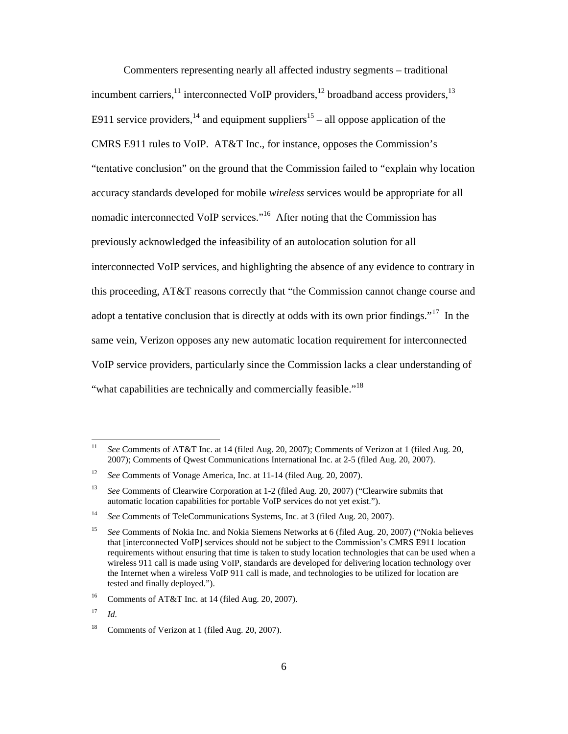Commenters representing nearly all affected industry segments – traditional incumbent carriers,[11] interconnected VoIP providers,[12] broadband access providers,[13] E911 service providers,[14] and equipment suppliers[15] – all oppose application of the CMRS E911 rules to VoIP. AT&T Inc., for instance, opposes the Commission's "tentative conclusion" on the ground that the Commission failed to "explain why location accuracy standards developed for mobile *wireless* services would be appropriate for all nomadic interconnected VoIP services."[16] After noting that the Commission has previously acknowledged the infeasibility of an autolocation solution for all interconnected VoIP services, and highlighting the absence of any evidence to contrary in this proceeding, AT&T reasons correctly that "the Commission cannot change course and adopt a tentative conclusion that is directly at odds with its own prior findings."[17] In the same vein, Verizon opposes any new automatic location requirement for interconnected VoIP service providers, particularly since the Commission lacks a clear understanding of "what capabilities are technically and commercially feasible."[18]

---

[11] *See* Comments of AT&T Inc. at 14 (filed Aug. 20, 2007); Comments of Verizon at 1 (filed Aug. 20, 2007); Comments of Qwest Communications International Inc. at 2-5 (filed Aug. 20, 2007).

[12] *See* Comments of Vonage America, Inc. at 11-14 (filed Aug. 20, 2007).

[13] *See* Comments of Clearwire Corporation at 1-2 (filed Aug. 20, 2007) ("Clearwire submits that automatic location capabilities for portable VoIP services do not yet exist.").

[14] *See* Comments of TeleCommunications Systems, Inc. at 3 (filed Aug. 20, 2007).

[15] *See* Comments of Nokia Inc. and Nokia Siemens Networks at 6 (filed Aug. 20, 2007) ("Nokia believes that [interconnected VoIP] services should not be subject to the Commission's CMRS E911 location requirements without ensuring that time is taken to study location technologies that can be used when a wireless 911 call is made using VoIP, standards are developed for delivering location technology over the Internet when a wireless VoIP 911 call is made, and technologies to be utilized for location are tested and finally deployed.").

[16] Comments of AT&T Inc. at 14 (filed Aug. 20, 2007).

[17] *Id.*

[18] Comments of Verizon at 1 (filed Aug. 20, 2007).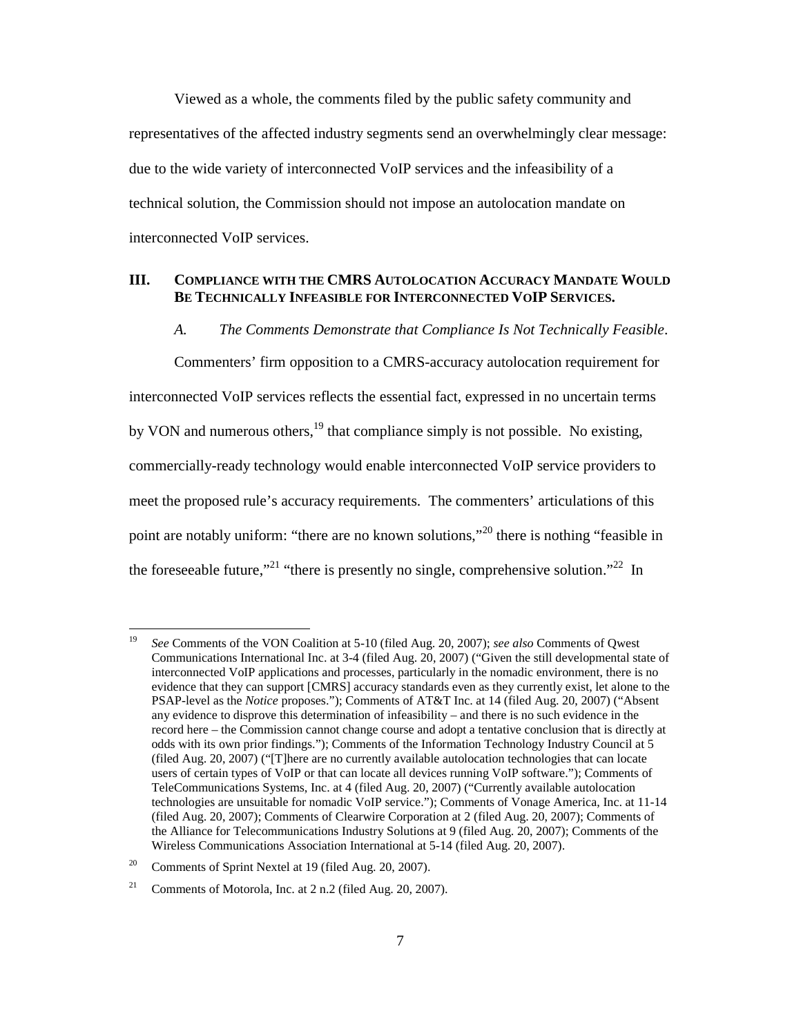Viewed as a whole, the comments filed by the public safety community and representatives of the affected industry segments send an overwhelmingly clear message: due to the wide variety of interconnected VoIP services and the infeasibility of a technical solution, the Commission should not impose an autolocation mandate on interconnected VoIP services.

## III. COMPLIANCE WITH THE CMRS AUTOLOCATION ACCURACY MANDATE WOULD BE TECHNICALLY INFEASIBLE FOR INTERCONNECTED VOIP SERVICES.

### *A. The Comments Demonstrate that Compliance Is Not Technically Feasible.*

Commenters' firm opposition to a CMRS-accuracy autolocation requirement for interconnected VoIP services reflects the essential fact, expressed in no uncertain terms by VON and numerous others,[19] that compliance simply is not possible. No existing, commercially-ready technology would enable interconnected VoIP service providers to meet the proposed rule's accuracy requirements. The commenters' articulations of this point are notably uniform: "there are no known solutions,"[20] there is nothing "feasible in the foreseeable future,"[21] "there is presently no single, comprehensive solution."[22] In

---

[19] *See* Comments of the VON Coalition at 5-10 (filed Aug. 20, 2007); *see also* Comments of Qwest Communications International Inc. at 3-4 (filed Aug. 20, 2007) ("Given the still developmental state of interconnected VoIP applications and processes, particularly in the nomadic environment, there is no evidence that they can support [CMRS] accuracy standards even as they currently exist, let alone to the PSAP-level as the *Notice* proposes."); Comments of AT&T Inc. at 14 (filed Aug. 20, 2007) ("Absent any evidence to disprove this determination of infeasibility – and there is no such evidence in the record here – the Commission cannot change course and adopt a tentative conclusion that is directly at odds with its own prior findings."); Comments of the Information Technology Industry Council at 5 (filed Aug. 20, 2007) ("[T]here are no currently available autolocation technologies that can locate users of certain types of VoIP or that can locate all devices running VoIP software."); Comments of TeleCommunications Systems, Inc. at 4 (filed Aug. 20, 2007) ("Currently available autolocation technologies are unsuitable for nomadic VoIP service."); Comments of Vonage America, Inc. at 11-14 (filed Aug. 20, 2007); Comments of Clearwire Corporation at 2 (filed Aug. 20, 2007); Comments of the Alliance for Telecommunications Industry Solutions at 9 (filed Aug. 20, 2007); Comments of the Wireless Communications Association International at 5-14 (filed Aug. 20, 2007).

[20] Comments of Sprint Nextel at 19 (filed Aug. 20, 2007).

[21] Comments of Motorola, Inc. at 2 n.2 (filed Aug. 20, 2007).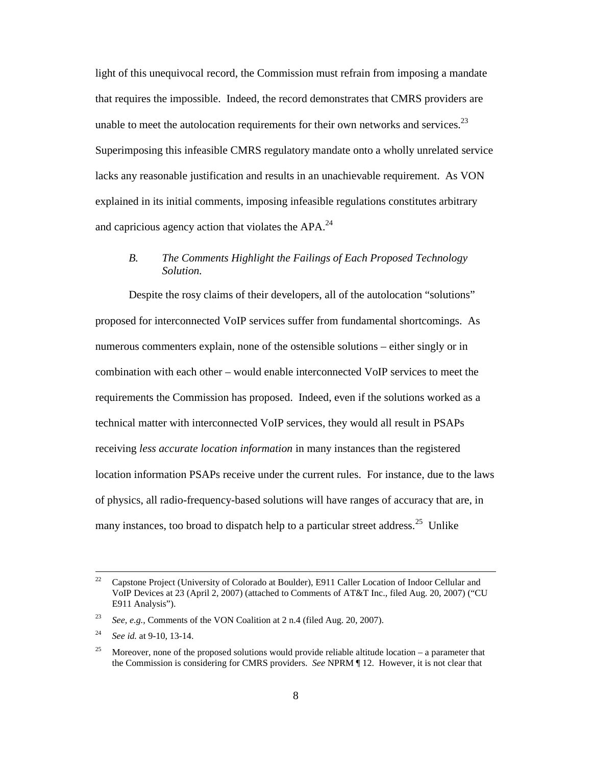light of this unequivocal record, the Commission must refrain from imposing a mandate that requires the impossible. Indeed, the record demonstrates that CMRS providers are unable to meet the autolocation requirements for their own networks and services.[23] Superimposing this infeasible CMRS regulatory mandate onto a wholly unrelated service lacks any reasonable justification and results in an unachievable requirement. As VON explained in its initial comments, imposing infeasible regulations constitutes arbitrary and capricious agency action that violates the APA.[24]

### *B. The Comments Highlight the Failings of Each Proposed Technology Solution.*

Despite the rosy claims of their developers, all of the autolocation "solutions" proposed for interconnected VoIP services suffer from fundamental shortcomings. As numerous commenters explain, none of the ostensible solutions – either singly or in combination with each other – would enable interconnected VoIP services to meet the requirements the Commission has proposed. Indeed, even if the solutions worked as a technical matter with interconnected VoIP services, they would all result in PSAPs receiving *less accurate location information* in many instances than the registered location information PSAPs receive under the current rules. For instance, due to the laws of physics, all radio-frequency-based solutions will have ranges of accuracy that are, in many instances, too broad to dispatch help to a particular street address.[25] Unlike

---

[22] Capstone Project (University of Colorado at Boulder), E911 Caller Location of Indoor Cellular and VoIP Devices at 23 (April 2, 2007) (attached to Comments of AT&T Inc., filed Aug. 20, 2007) ("CU E911 Analysis").

[23] *See, e.g.,* Comments of the VON Coalition at 2 n.4 (filed Aug. 20, 2007).

[24] *See id.* at 9-10, 13-14.

[25] Moreover, none of the proposed solutions would provide reliable altitude location – a parameter that the Commission is considering for CMRS providers. *See* NPRM ¶ 12. However, it is not clear that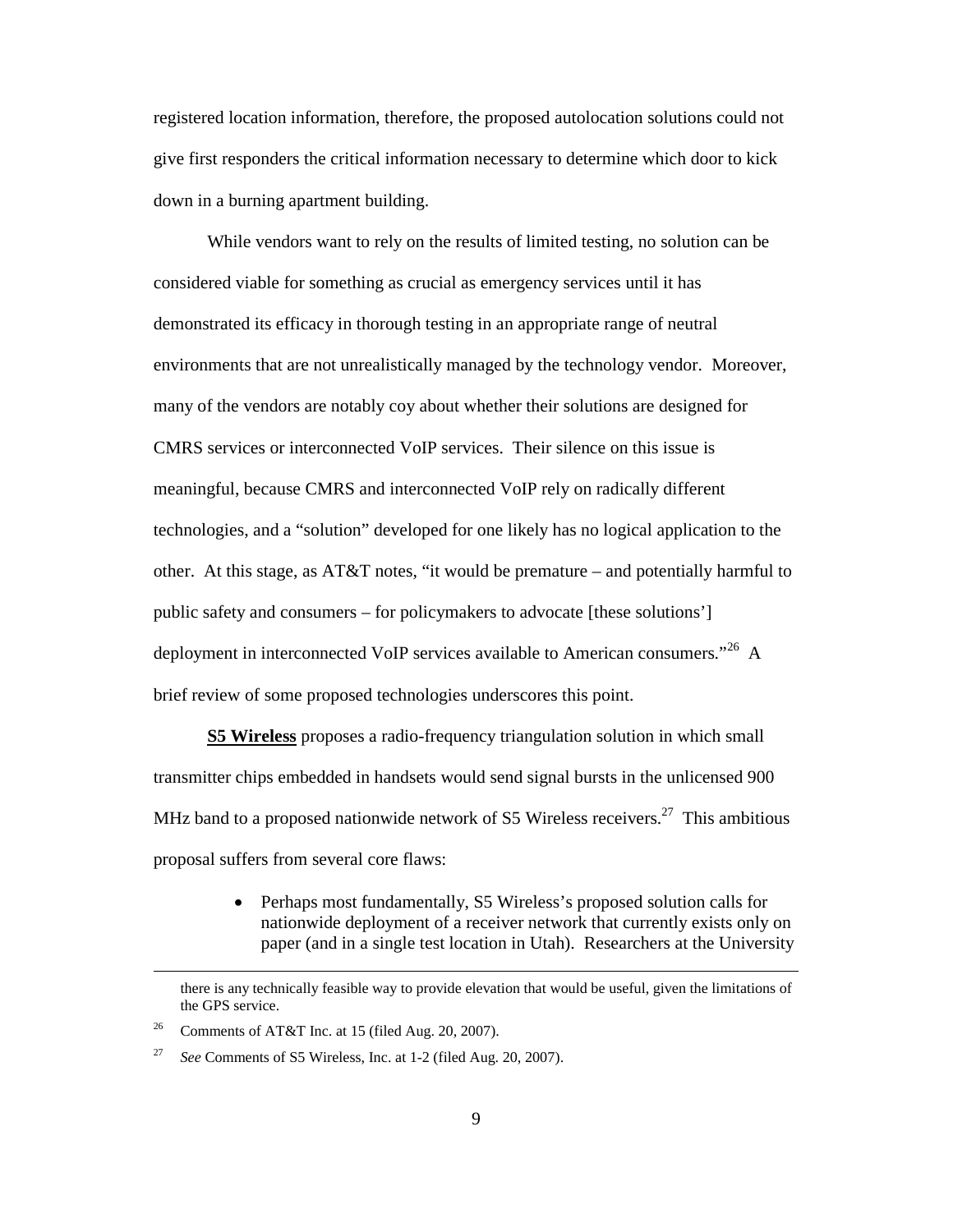registered location information, therefore, the proposed autolocation solutions could not give first responders the critical information necessary to determine which door to kick down in a burning apartment building.

While vendors want to rely on the results of limited testing, no solution can be considered viable for something as crucial as emergency services until it has demonstrated its efficacy in thorough testing in an appropriate range of neutral environments that are not unrealistically managed by the technology vendor. Moreover, many of the vendors are notably coy about whether their solutions are designed for CMRS services or interconnected VoIP services. Their silence on this issue is meaningful, because CMRS and interconnected VoIP rely on radically different technologies, and a "solution" developed for one likely has no logical application to the other. At this stage, as AT&T notes, "it would be premature – and potentially harmful to public safety and consumers – for policymakers to advocate [these solutions'] deployment in interconnected VoIP services available to American consumers."[26] A brief review of some proposed technologies underscores this point.

**S5 Wireless** proposes a radio-frequency triangulation solution in which small transmitter chips embedded in handsets would send signal bursts in the unlicensed 900 MHz band to a proposed nationwide network of S5 Wireless receivers.[27] This ambitious proposal suffers from several core flaws:

- Perhaps most fundamentally, S5 Wireless's proposed solution calls for nationwide deployment of a receiver network that currently exists only on paper (and in a single test location in Utah). Researchers at the University

---

there is any technically feasible way to provide elevation that would be useful, given the limitations of the GPS service.

[26] Comments of AT&T Inc. at 15 (filed Aug. 20, 2007).

[27] *See* Comments of S5 Wireless, Inc. at 1-2 (filed Aug. 20, 2007).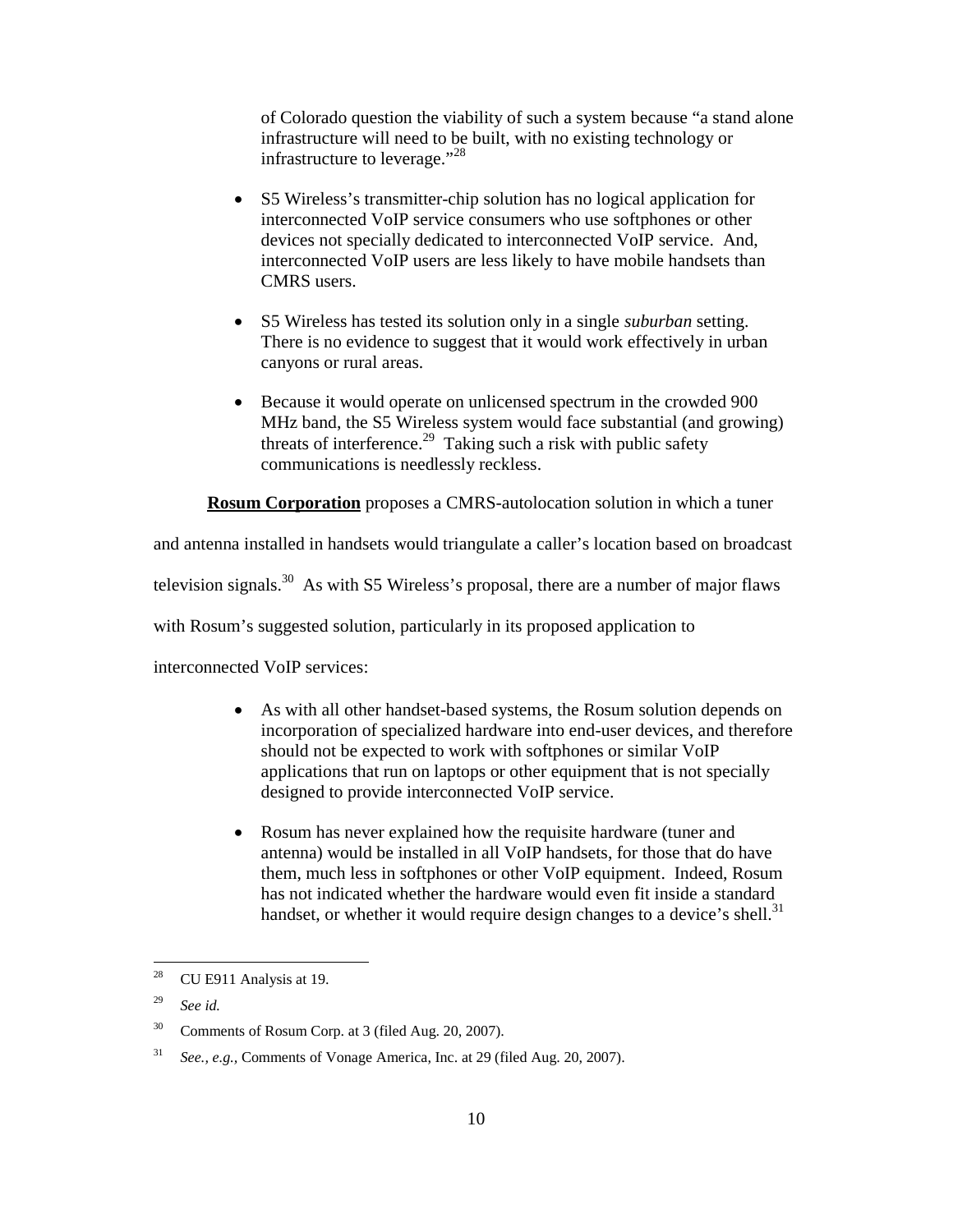of Colorado question the viability of such a system because "a stand alone infrastructure will need to be built, with no existing technology or infrastructure to leverage."[28]

- S5 Wireless's transmitter-chip solution has no logical application for interconnected VoIP service consumers who use softphones or other devices not specially dedicated to interconnected VoIP service. And, interconnected VoIP users are less likely to have mobile handsets than CMRS users.
- S5 Wireless has tested its solution only in a single *suburban* setting. There is no evidence to suggest that it would work effectively in urban canyons or rural areas.
- Because it would operate on unlicensed spectrum in the crowded 900 MHz band, the S5 Wireless system would face substantial (and growing) threats of interference.[29] Taking such a risk with public safety communications is needlessly reckless.

**Rosum Corporation** proposes a CMRS-autolocation solution in which a tuner and antenna installed in handsets would triangulate a caller's location based on broadcast television signals.[30] As with S5 Wireless's proposal, there are a number of major flaws with Rosum's suggested solution, particularly in its proposed application to interconnected VoIP services:

- As with all other handset-based systems, the Rosum solution depends on incorporation of specialized hardware into end-user devices, and therefore should not be expected to work with softphones or similar VoIP applications that run on laptops or other equipment that is not specially designed to provide interconnected VoIP service.
- Rosum has never explained how the requisite hardware (tuner and antenna) would be installed in all VoIP handsets, for those that do have them, much less in softphones or other VoIP equipment. Indeed, Rosum has not indicated whether the hardware would even fit inside a standard handset, or whether it would require design changes to a device's shell.[31]

---

[28] CU E911 Analysis at 19.

[29] *See id.*

[30] Comments of Rosum Corp. at 3 (filed Aug. 20, 2007).

[31] *See, e.g.,* Comments of Vonage America, Inc. at 29 (filed Aug. 20, 2007).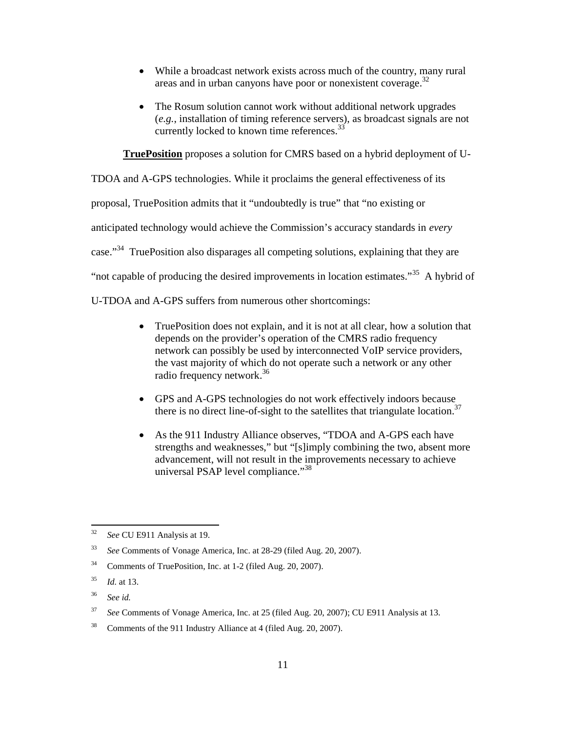- While a broadcast network exists across much of the country, many rural areas and in urban canyons have poor or nonexistent coverage.[32]

- The Rosum solution cannot work without additional network upgrades (*e.g.*, installation of timing reference servers), as broadcast signals are not currently locked to known time references.[33]

**TruePosition** proposes a solution for CMRS based on a hybrid deployment of U-TDOA and A-GPS technologies. While it proclaims the general effectiveness of its proposal, TruePosition admits that it "undoubtedly is true" that "no existing or anticipated technology would achieve the Commission's accuracy standards in *every* case."[34] TruePosition also disparages all competing solutions, explaining that they are "not capable of producing the desired improvements in location estimates."[35] A hybrid of U-TDOA and A-GPS suffers from numerous other shortcomings:

- TruePosition does not explain, and it is not at all clear, how a solution that depends on the provider's operation of the CMRS radio frequency network can possibly be used by interconnected VoIP service providers, the vast majority of which do not operate such a network or any other radio frequency network.[36]

- GPS and A-GPS technologies do not work effectively indoors because there is no direct line-of-sight to the satellites that triangulate location.[37]

- As the 911 Industry Alliance observes, "TDOA and A-GPS each have strengths and weaknesses," but "[s]imply combining the two, absent more advancement, will not result in the improvements necessary to achieve universal PSAP level compliance."[38]

---

[32] *See* CU E911 Analysis at 19.

[33] *See* Comments of Vonage America, Inc. at 28-29 (filed Aug. 20, 2007).

[34] Comments of TruePosition, Inc. at 1-2 (filed Aug. 20, 2007).

[35] *Id.* at 13.

[36] *See id.*

[37] *See* Comments of Vonage America, Inc. at 25 (filed Aug. 20, 2007); CU E911 Analysis at 13.

[38] Comments of the 911 Industry Alliance at 4 (filed Aug. 20, 2007).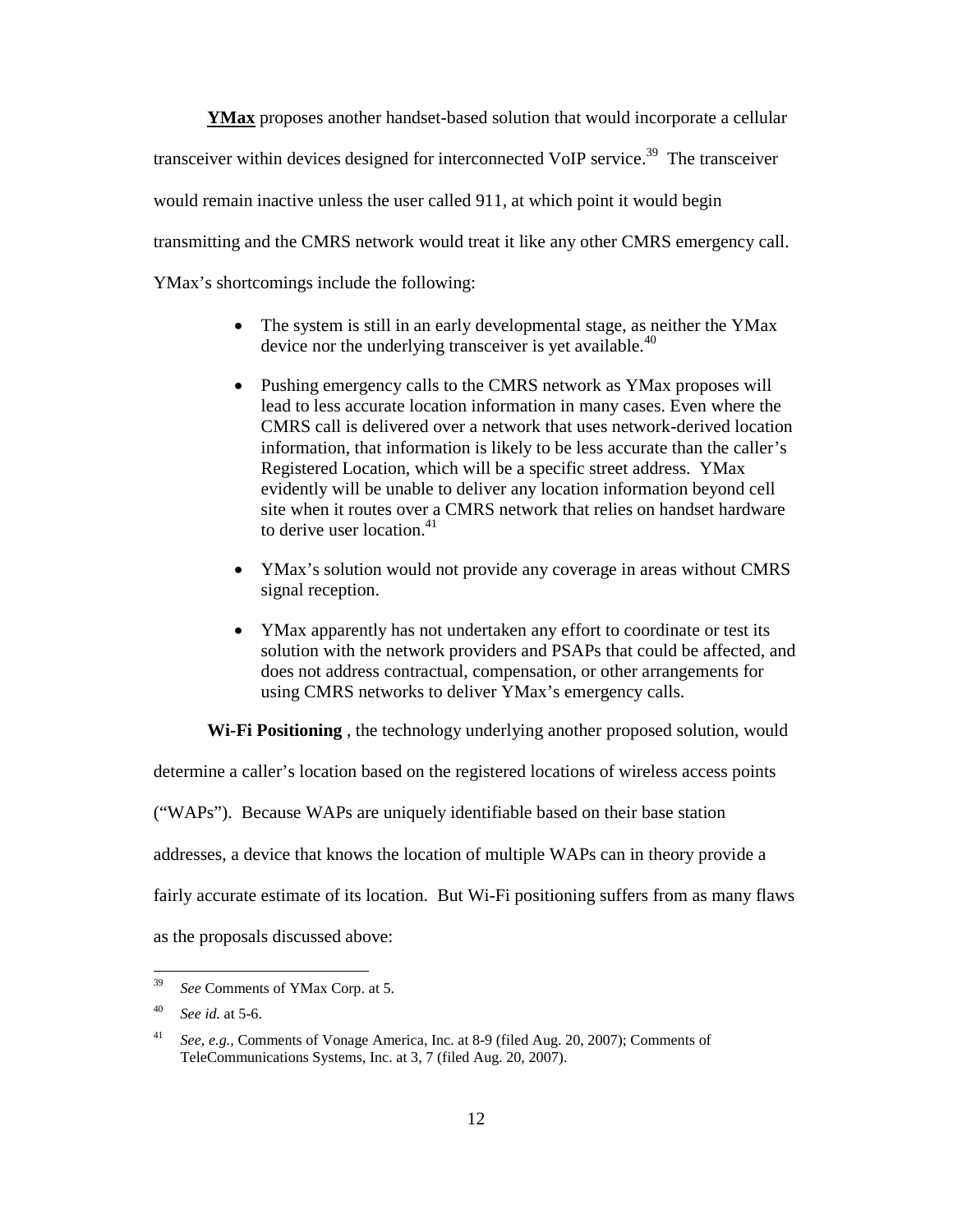**<u>YMax</u>** proposes another handset-based solution that would incorporate a cellular transceiver within devices designed for interconnected VoIP service.[39] The transceiver would remain inactive unless the user called 911, at which point it would begin transmitting and the CMRS network would treat it like any other CMRS emergency call. YMax's shortcomings include the following:

- The system is still in an early developmental stage, as neither the YMax device nor the underlying transceiver is yet available.[40]
- Pushing emergency calls to the CMRS network as YMax proposes will lead to less accurate location information in many cases. Even where the CMRS call is delivered over a network that uses network-derived location information, that information is likely to be less accurate than the caller's Registered Location, which will be a specific street address. YMax evidently will be unable to deliver any location information beyond cell site when it routes over a CMRS network that relies on handset hardware to derive user location.[41]
- YMax's solution would not provide any coverage in areas without CMRS signal reception.
- YMax apparently has not undertaken any effort to coordinate or test its solution with the network providers and PSAPs that could be affected, and does not address contractual, compensation, or other arrangements for using CMRS networks to deliver YMax's emergency calls.

**Wi-Fi Positioning** , the technology underlying another proposed solution, would determine a caller's location based on the registered locations of wireless access points ("WAPs"). Because WAPs are uniquely identifiable based on their base station addresses, a device that knows the location of multiple WAPs can in theory provide a fairly accurate estimate of its location. But Wi-Fi positioning suffers from as many flaws as the proposals discussed above:

---

[39] *See* Comments of YMax Corp. at 5.

[40] *See id.* at 5-6.

[41] *See, e.g.,* Comments of Vonage America, Inc. at 8-9 (filed Aug. 20, 2007); Comments of TeleCommunications Systems, Inc. at 3, 7 (filed Aug. 20, 2007).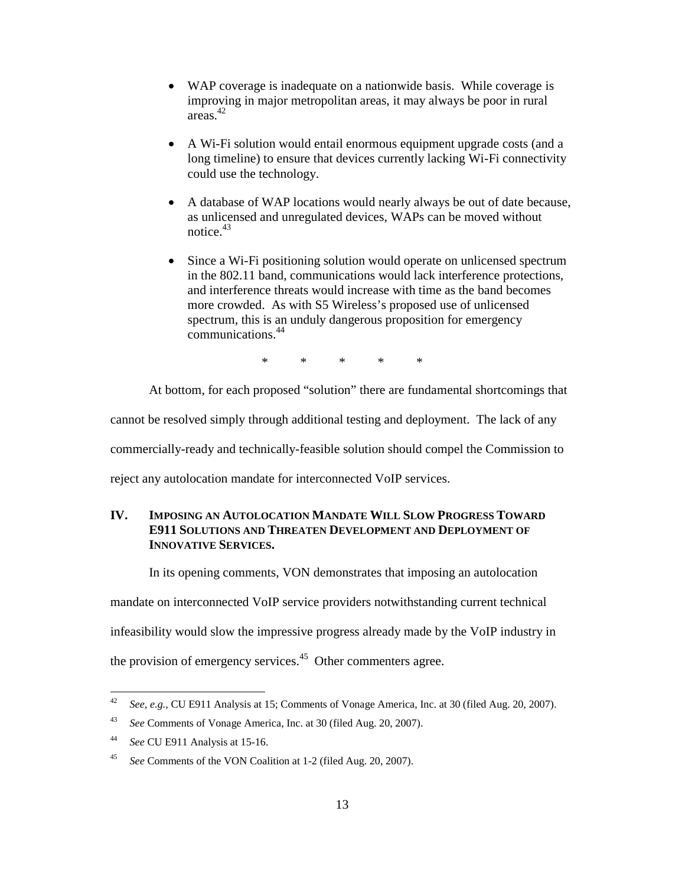- WAP coverage is inadequate on a nationwide basis. While coverage is improving in major metropolitan areas, it may always be poor in rural areas.[42]
- A Wi-Fi solution would entail enormous equipment upgrade costs (and a long timeline) to ensure that devices currently lacking Wi-Fi connectivity could use the technology.
- A database of WAP locations would nearly always be out of date because, as unlicensed and unregulated devices, WAPs can be moved without notice.[43]
- Since a Wi-Fi positioning solution would operate on unlicensed spectrum in the 802.11 band, communications would lack interference protections, and interference threats would increase with time as the band becomes more crowded. As with S5 Wireless's proposed use of unlicensed spectrum, this is an unduly dangerous proposition for emergency communications.[44]

\* \* \* \* \*

At bottom, for each proposed "solution" there are fundamental shortcomings that cannot be resolved simply through additional testing and deployment. The lack of any commercially-ready and technically-feasible solution should compel the Commission to reject any autolocation mandate for interconnected VoIP services.

## IV. Imposing an Autolocation Mandate Will Slow Progress Toward E911 Solutions and Threaten Development and Deployment of Innovative Services.

In its opening comments, VON demonstrates that imposing an autolocation mandate on interconnected VoIP service providers notwithstanding current technical infeasibility would slow the impressive progress already made by the VoIP industry in the provision of emergency services.[45] Other commenters agree.

---

[42] *See, e.g.,* CU E911 Analysis at 15; Comments of Vonage America, Inc. at 30 (filed Aug. 20, 2007).

[43] *See* Comments of Vonage America, Inc. at 30 (filed Aug. 20, 2007).

[44] *See* CU E911 Analysis at 15-16.

[45] *See* Comments of the VON Coalition at 1-2 (filed Aug. 20, 2007).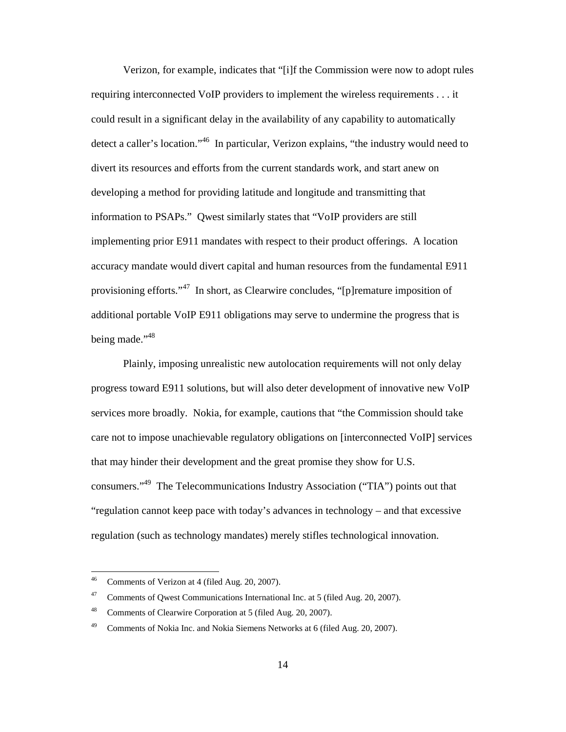Verizon, for example, indicates that "[i]f the Commission were now to adopt rules requiring interconnected VoIP providers to implement the wireless requirements . . . it could result in a significant delay in the availability of any capability to automatically detect a caller's location."[46] In particular, Verizon explains, "the industry would need to divert its resources and efforts from the current standards work, and start anew on developing a method for providing latitude and longitude and transmitting that information to PSAPs." Qwest similarly states that "VoIP providers are still implementing prior E911 mandates with respect to their product offerings. A location accuracy mandate would divert capital and human resources from the fundamental E911 provisioning efforts."[47] In short, as Clearwire concludes, "[p]remature imposition of additional portable VoIP E911 obligations may serve to undermine the progress that is being made."[48]

Plainly, imposing unrealistic new autolocation requirements will not only delay progress toward E911 solutions, but will also deter development of innovative new VoIP services more broadly. Nokia, for example, cautions that "the Commission should take care not to impose unachievable regulatory obligations on [interconnected VoIP] services that may hinder their development and the great promise they show for U.S. consumers."[49] The Telecommunications Industry Association ("TIA") points out that "regulation cannot keep pace with today's advances in technology – and that excessive regulation (such as technology mandates) merely stifles technological innovation.

---

[46] Comments of Verizon at 4 (filed Aug. 20, 2007).

[47] Comments of Qwest Communications International Inc. at 5 (filed Aug. 20, 2007).

[48] Comments of Clearwire Corporation at 5 (filed Aug. 20, 2007).

[49] Comments of Nokia Inc. and Nokia Siemens Networks at 6 (filed Aug. 20, 2007).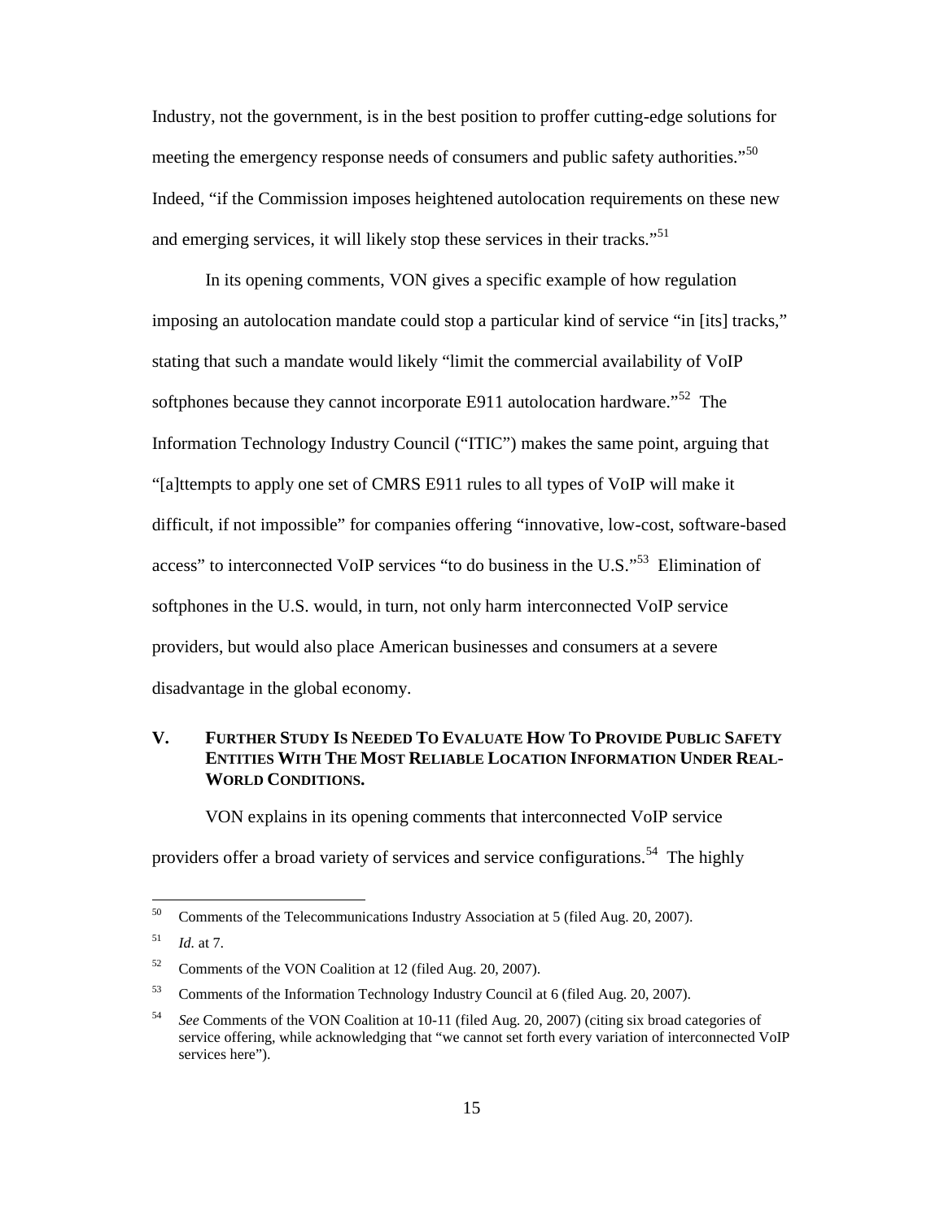Industry, not the government, is in the best position to proffer cutting-edge solutions for meeting the emergency response needs of consumers and public safety authorities."[50] Indeed, "if the Commission imposes heightened autolocation requirements on these new and emerging services, it will likely stop these services in their tracks."[51]

In its opening comments, VON gives a specific example of how regulation imposing an autolocation mandate could stop a particular kind of service "in [its] tracks," stating that such a mandate would likely "limit the commercial availability of VoIP softphones because they cannot incorporate E911 autolocation hardware."[52] The Information Technology Industry Council ("ITIC") makes the same point, arguing that "[a]ttempts to apply one set of CMRS E911 rules to all types of VoIP will make it difficult, if not impossible" for companies offering "innovative, low-cost, software-based access" to interconnected VoIP services "to do business in the U.S."[53] Elimination of softphones in the U.S. would, in turn, not only harm interconnected VoIP service providers, but would also place American businesses and consumers at a severe disadvantage in the global economy.

## V. FURTHER STUDY IS NEEDED TO EVALUATE HOW TO PROVIDE PUBLIC SAFETY ENTITIES WITH THE MOST RELIABLE LOCATION INFORMATION UNDER REAL-WORLD CONDITIONS.

VON explains in its opening comments that interconnected VoIP service providers offer a broad variety of services and service configurations.[54] The highly

---

[50] Comments of the Telecommunications Industry Association at 5 (filed Aug. 20, 2007).

[51] *Id.* at 7.

[52] Comments of the VON Coalition at 12 (filed Aug. 20, 2007).

[53] Comments of the Information Technology Industry Council at 6 (filed Aug. 20, 2007).

[54] *See* Comments of the VON Coalition at 10-11 (filed Aug. 20, 2007) (citing six broad categories of service offering, while acknowledging that "we cannot set forth every variation of interconnected VoIP services here").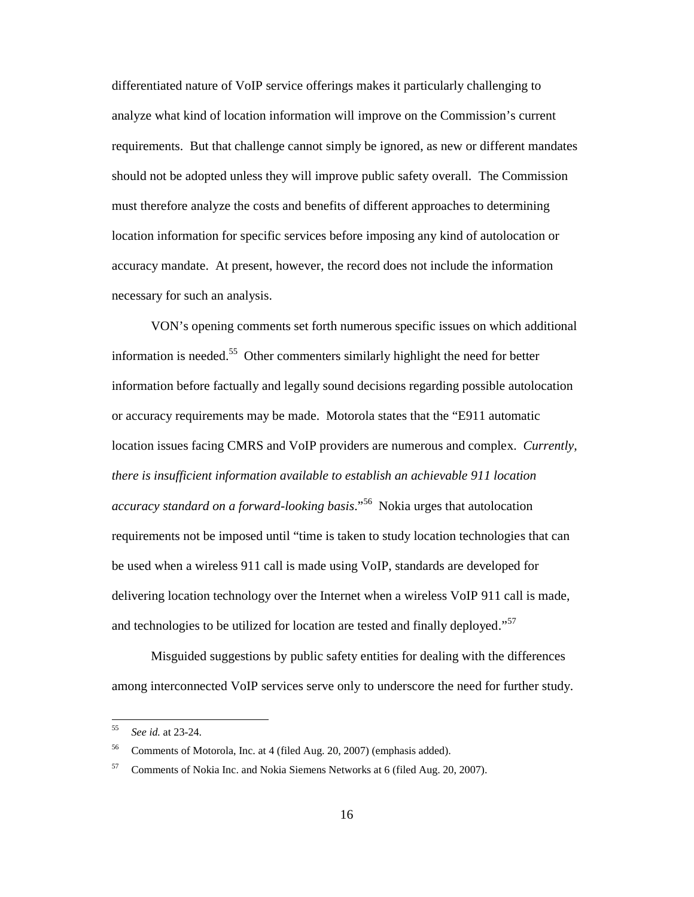differentiated nature of VoIP service offerings makes it particularly challenging to analyze what kind of location information will improve on the Commission's current requirements. But that challenge cannot simply be ignored, as new or different mandates should not be adopted unless they will improve public safety overall. The Commission must therefore analyze the costs and benefits of different approaches to determining location information for specific services before imposing any kind of autolocation or accuracy mandate. At present, however, the record does not include the information necessary for such an analysis.

VON's opening comments set forth numerous specific issues on which additional information is needed.[55] Other commenters similarly highlight the need for better information before factually and legally sound decisions regarding possible autolocation or accuracy requirements may be made. Motorola states that the "E911 automatic location issues facing CMRS and VoIP providers are numerous and complex. *Currently, there is insufficient information available to establish an achievable 911 location accuracy standard on a forward-looking basis*."[56] Nokia urges that autolocation requirements not be imposed until "time is taken to study location technologies that can be used when a wireless 911 call is made using VoIP, standards are developed for delivering location technology over the Internet when a wireless VoIP 911 call is made, and technologies to be utilized for location are tested and finally deployed."[57]

Misguided suggestions by public safety entities for dealing with the differences among interconnected VoIP services serve only to underscore the need for further study.

---

[55] *See id.* at 23-24.

[56] Comments of Motorola, Inc. at 4 (filed Aug. 20, 2007) (emphasis added).

[57] Comments of Nokia Inc. and Nokia Siemens Networks at 6 (filed Aug. 20, 2007).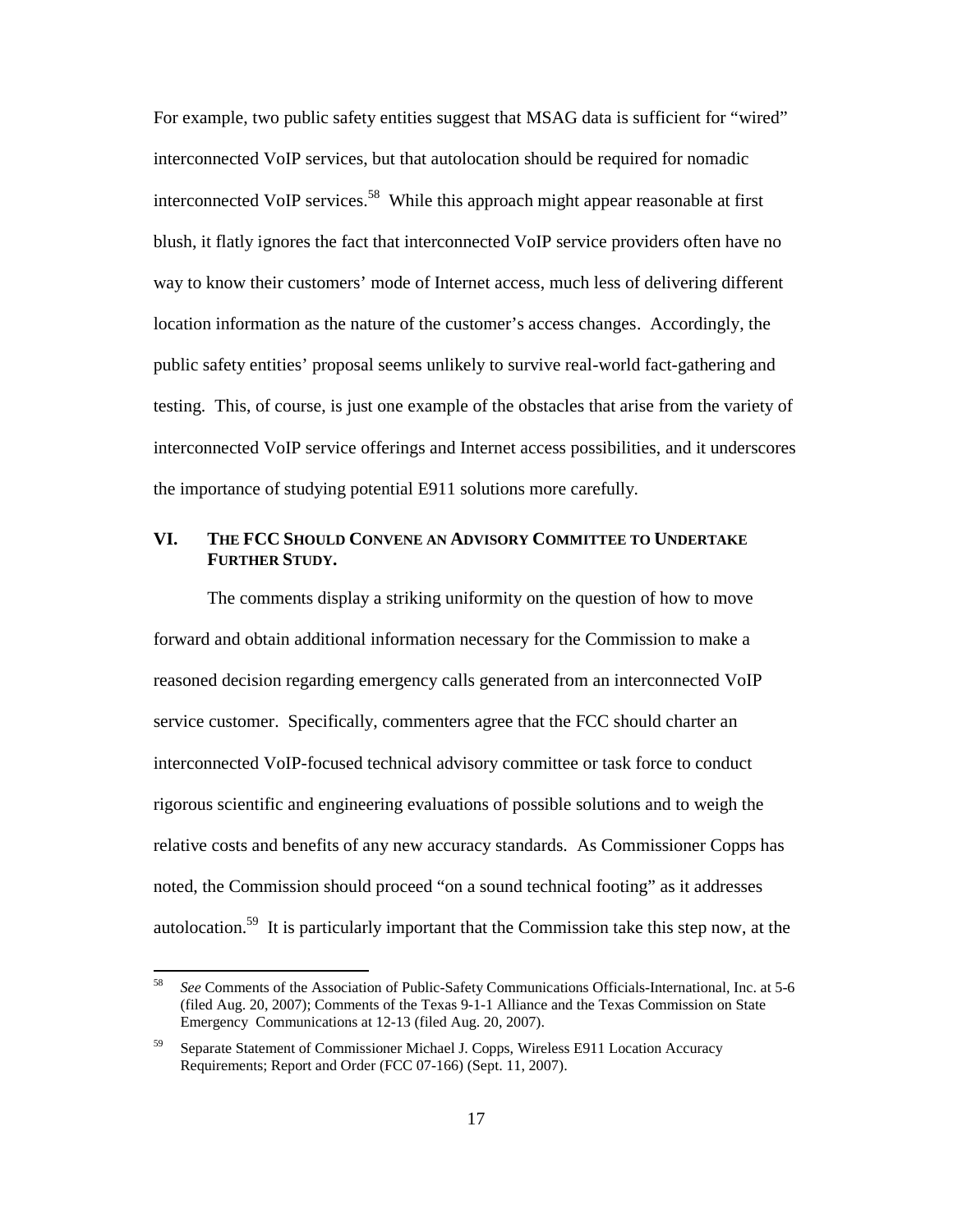For example, two public safety entities suggest that MSAG data is sufficient for "wired" interconnected VoIP services, but that autolocation should be required for nomadic interconnected VoIP services.[58] While this approach might appear reasonable at first blush, it flatly ignores the fact that interconnected VoIP service providers often have no way to know their customers' mode of Internet access, much less of delivering different location information as the nature of the customer's access changes. Accordingly, the public safety entities' proposal seems unlikely to survive real-world fact-gathering and testing. This, of course, is just one example of the obstacles that arise from the variety of interconnected VoIP service offerings and Internet access possibilities, and it underscores the importance of studying potential E911 solutions more carefully.

## VI. THE FCC SHOULD CONVENE AN ADVISORY COMMITTEE TO UNDERTAKE FURTHER STUDY.

The comments display a striking uniformity on the question of how to move forward and obtain additional information necessary for the Commission to make a reasoned decision regarding emergency calls generated from an interconnected VoIP service customer. Specifically, commenters agree that the FCC should charter an interconnected VoIP-focused technical advisory committee or task force to conduct rigorous scientific and engineering evaluations of possible solutions and to weigh the relative costs and benefits of any new accuracy standards. As Commissioner Copps has noted, the Commission should proceed "on a sound technical footing" as it addresses autolocation.[59] It is particularly important that the Commission take this step now, at the

---

[58] *See* Comments of the Association of Public-Safety Communications Officials-International, Inc. at 5-6 (filed Aug. 20, 2007); Comments of the Texas 9-1-1 Alliance and the Texas Commission on State Emergency Communications at 12-13 (filed Aug. 20, 2007).

[59] Separate Statement of Commissioner Michael J. Copps, Wireless E911 Location Accuracy Requirements; Report and Order (FCC 07-166) (Sept. 11, 2007).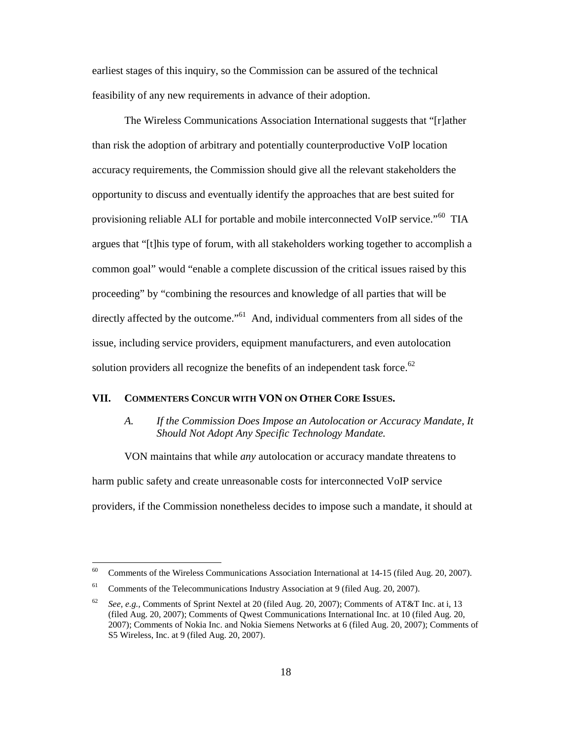earliest stages of this inquiry, so the Commission can be assured of the technical feasibility of any new requirements in advance of their adoption.

The Wireless Communications Association International suggests that "[r]ather than risk the adoption of arbitrary and potentially counterproductive VoIP location accuracy requirements, the Commission should give all the relevant stakeholders the opportunity to discuss and eventually identify the approaches that are best suited for provisioning reliable ALI for portable and mobile interconnected VoIP service."[60] TIA argues that "[t]his type of forum, with all stakeholders working together to accomplish a common goal" would "enable a complete discussion of the critical issues raised by this proceeding" by "combining the resources and knowledge of all parties that will be directly affected by the outcome."[61] And, individual commenters from all sides of the issue, including service providers, equipment manufacturers, and even autolocation solution providers all recognize the benefits of an independent task force.[62]

## VII. COMMENTERS CONCUR WITH VON ON OTHER CORE ISSUES.

### *A. If the Commission Does Impose an Autolocation or Accuracy Mandate, It Should Not Adopt Any Specific Technology Mandate.*

VON maintains that while *any* autolocation or accuracy mandate threatens to harm public safety and create unreasonable costs for interconnected VoIP service providers, if the Commission nonetheless decides to impose such a mandate, it should at

---

[60] Comments of the Wireless Communications Association International at 14-15 (filed Aug. 20, 2007).

[61] Comments of the Telecommunications Industry Association at 9 (filed Aug. 20, 2007).

[62] *See, e.g.,* Comments of Sprint Nextel at 20 (filed Aug. 20, 2007); Comments of AT&T Inc. at i, 13 (filed Aug. 20, 2007); Comments of Qwest Communications International Inc. at 10 (filed Aug. 20, 2007); Comments of Nokia Inc. and Nokia Siemens Networks at 6 (filed Aug. 20, 2007); Comments of S5 Wireless, Inc. at 9 (filed Aug. 20, 2007).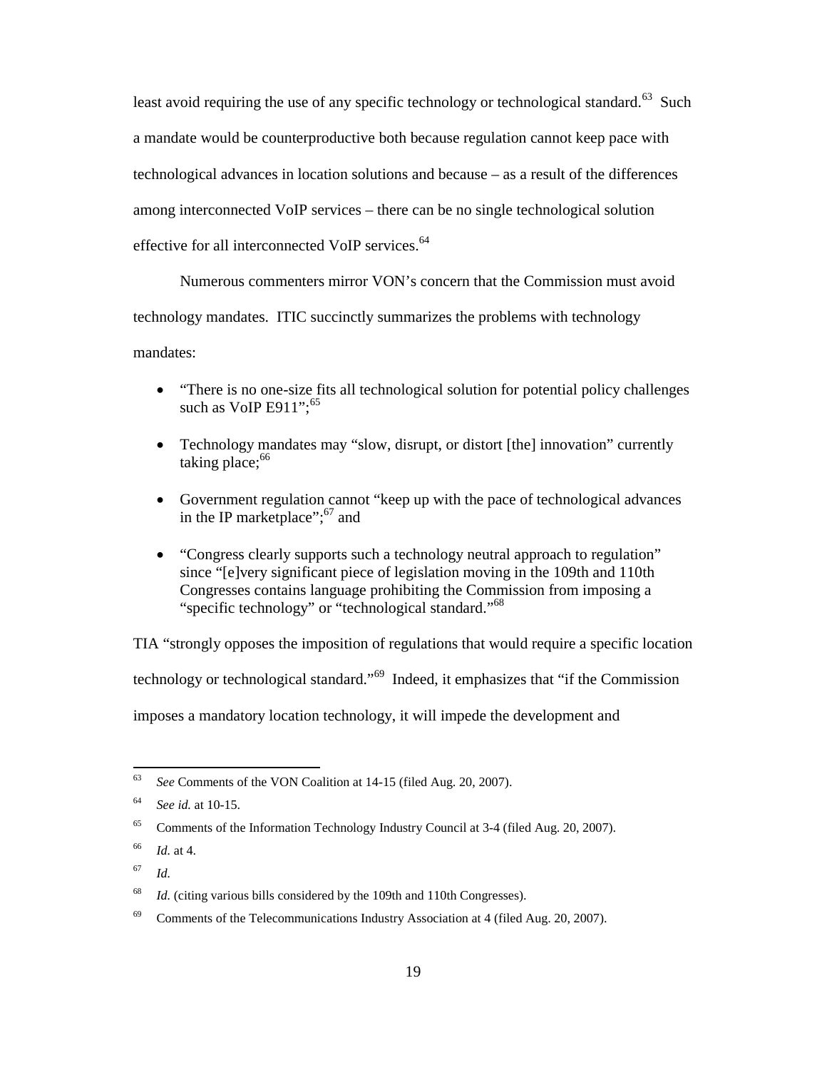least avoid requiring the use of any specific technology or technological standard.[63] Such a mandate would be counterproductive both because regulation cannot keep pace with technological advances in location solutions and because – as a result of the differences among interconnected VoIP services – there can be no single technological solution effective for all interconnected VoIP services.[64]

Numerous commenters mirror VON's concern that the Commission must avoid technology mandates. ITIC succinctly summarizes the problems with technology mandates:

- "There is no one-size fits all technological solution for potential policy challenges such as VoIP E911";[65]
- Technology mandates may "slow, disrupt, or distort [the] innovation" currently taking place;[66]
- Government regulation cannot "keep up with the pace of technological advances in the IP marketplace";[67] and
- "Congress clearly supports such a technology neutral approach to regulation" since "[e]very significant piece of legislation moving in the 109th and 110th Congresses contains language prohibiting the Commission from imposing a "specific technology" or "technological standard."[68]

TIA "strongly opposes the imposition of regulations that would require a specific location technology or technological standard."[69] Indeed, it emphasizes that "if the Commission imposes a mandatory location technology, it will impede the development and

---

[63] *See* Comments of the VON Coalition at 14-15 (filed Aug. 20, 2007).

[64] *See id.* at 10-15.

[65] Comments of the Information Technology Industry Council at 3-4 (filed Aug. 20, 2007).

[66] *Id.* at 4.

[67] *Id.*

[68] *Id.* (citing various bills considered by the 109th and 110th Congresses).

[69] Comments of the Telecommunications Industry Association at 4 (filed Aug. 20, 2007).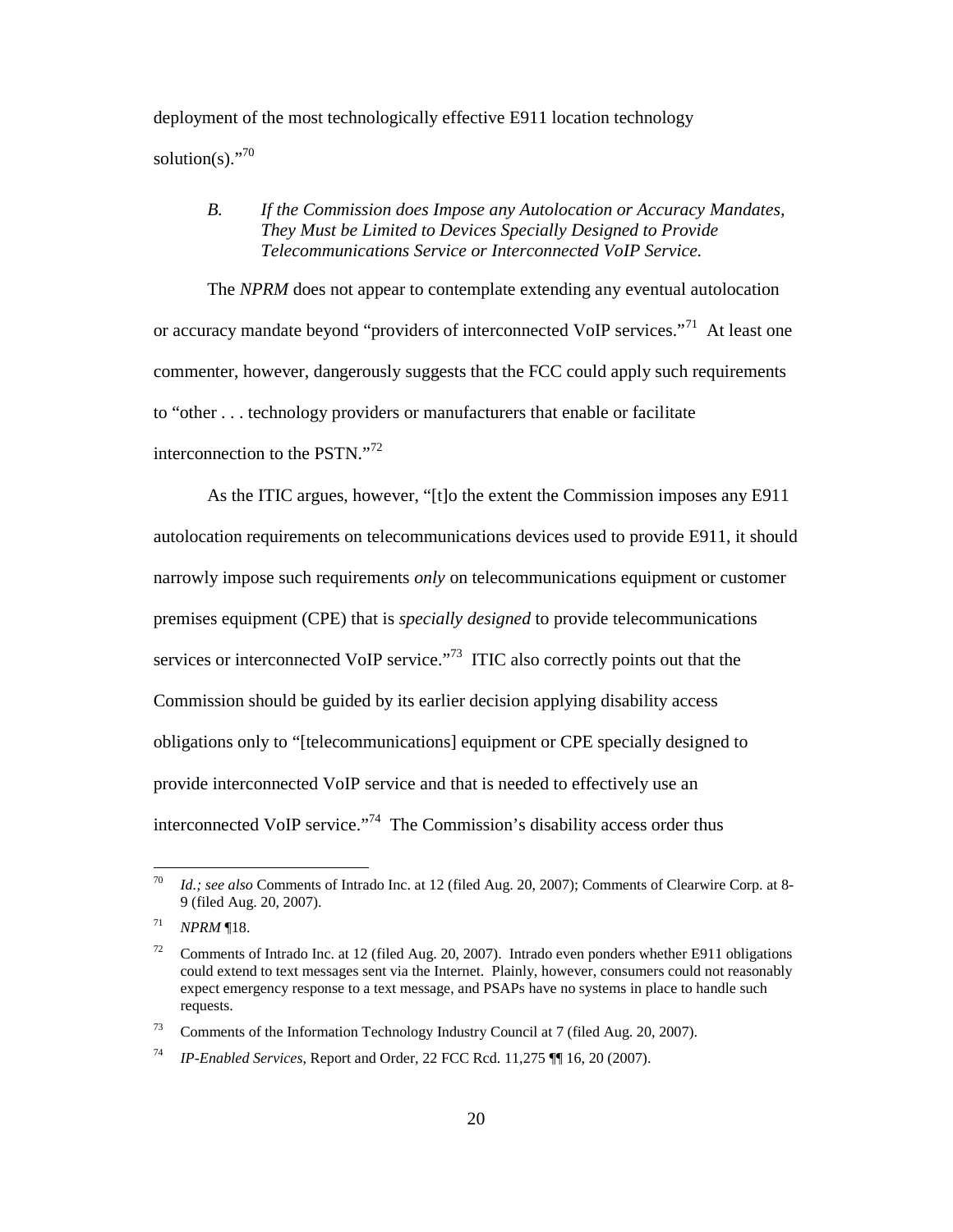deployment of the most technologically effective E911 location technology solution(s)."[70]

*B. If the Commission does Impose any Autolocation or Accuracy Mandates, They Must be Limited to Devices Specially Designed to Provide Telecommunications Service or Interconnected VoIP Service.*

The *NPRM* does not appear to contemplate extending any eventual autolocation or accuracy mandate beyond "providers of interconnected VoIP services."[71] At least one commenter, however, dangerously suggests that the FCC could apply such requirements to "other . . . technology providers or manufacturers that enable or facilitate interconnection to the PSTN."[72]

As the ITIC argues, however, "[t]o the extent the Commission imposes any E911 autolocation requirements on telecommunications devices used to provide E911, it should narrowly impose such requirements *only* on telecommunications equipment or customer premises equipment (CPE) that is *specially designed* to provide telecommunications services or interconnected VoIP service."[73] ITIC also correctly points out that the Commission should be guided by its earlier decision applying disability access obligations only to "[telecommunications] equipment or CPE specially designed to provide interconnected VoIP service and that is needed to effectively use an interconnected VoIP service."[74] The Commission's disability access order thus

---

[70] *Id.; see also* Comments of Intrado Inc. at 12 (filed Aug. 20, 2007); Comments of Clearwire Corp. at 8-9 (filed Aug. 20, 2007).

[71] *NPRM* ¶18.

[72] Comments of Intrado Inc. at 12 (filed Aug. 20, 2007). Intrado even ponders whether E911 obligations could extend to text messages sent via the Internet. Plainly, however, consumers could not reasonably expect emergency response to a text message, and PSAPs have no systems in place to handle such requests.

[73] Comments of the Information Technology Industry Council at 7 (filed Aug. 20, 2007).

[74] *IP-Enabled Services*, Report and Order, 22 FCC Rcd. 11,275 ¶¶ 16, 20 (2007).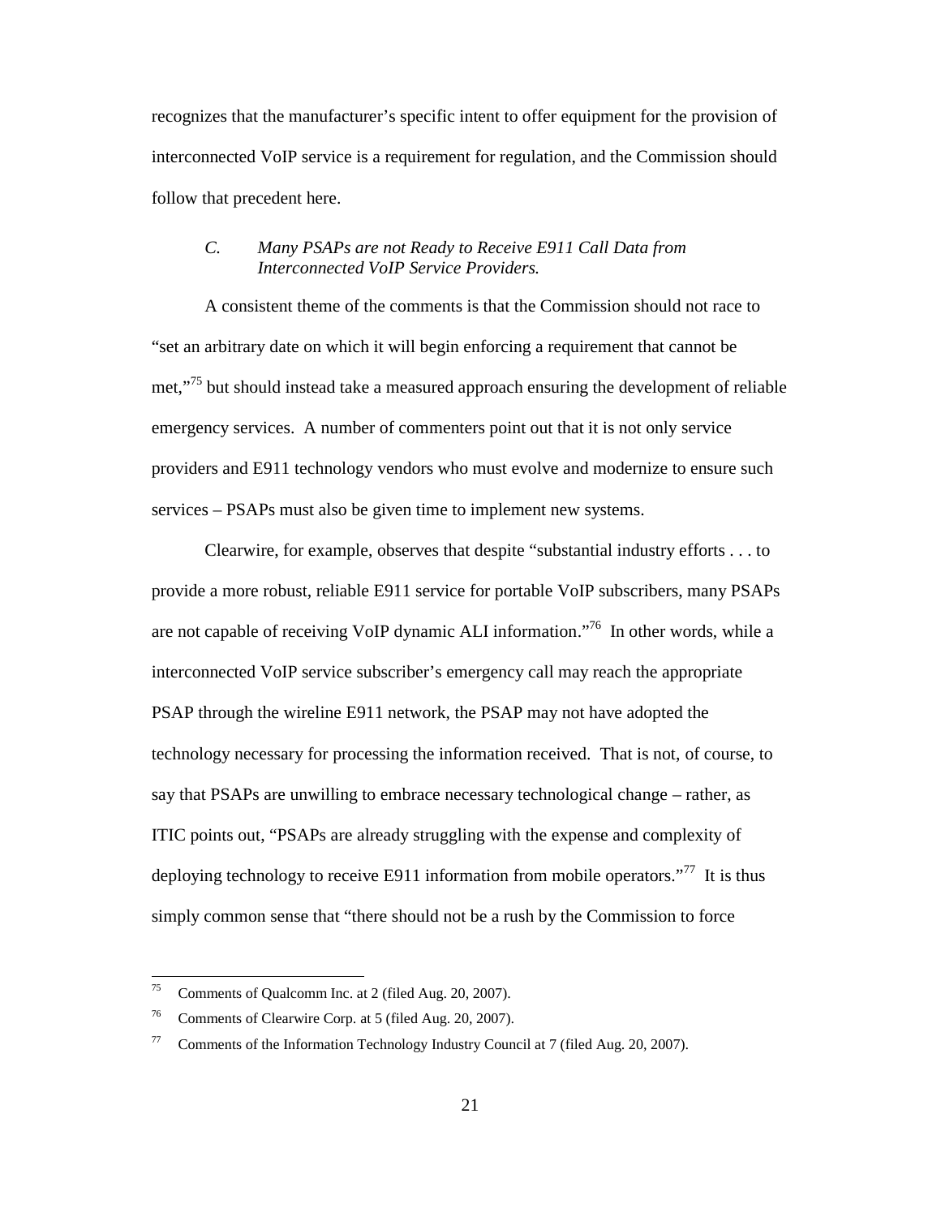recognizes that the manufacturer's specific intent to offer equipment for the provision of interconnected VoIP service is a requirement for regulation, and the Commission should follow that precedent here.

### *C. Many PSAPs are not Ready to Receive E911 Call Data from Interconnected VoIP Service Providers.*

A consistent theme of the comments is that the Commission should not race to "set an arbitrary date on which it will begin enforcing a requirement that cannot be met,"[75] but should instead take a measured approach ensuring the development of reliable emergency services. A number of commenters point out that it is not only service providers and E911 technology vendors who must evolve and modernize to ensure such services – PSAPs must also be given time to implement new systems.

Clearwire, for example, observes that despite "substantial industry efforts . . . to provide a more robust, reliable E911 service for portable VoIP subscribers, many PSAPs are not capable of receiving VoIP dynamic ALI information."[76] In other words, while a interconnected VoIP service subscriber's emergency call may reach the appropriate PSAP through the wireline E911 network, the PSAP may not have adopted the technology necessary for processing the information received. That is not, of course, to say that PSAPs are unwilling to embrace necessary technological change – rather, as ITIC points out, "PSAPs are already struggling with the expense and complexity of deploying technology to receive E911 information from mobile operators."[77] It is thus simply common sense that "there should not be a rush by the Commission to force

---

[75] Comments of Qualcomm Inc. at 2 (filed Aug. 20, 2007).

[76] Comments of Clearwire Corp. at 5 (filed Aug. 20, 2007).

[77] Comments of the Information Technology Industry Council at 7 (filed Aug. 20, 2007).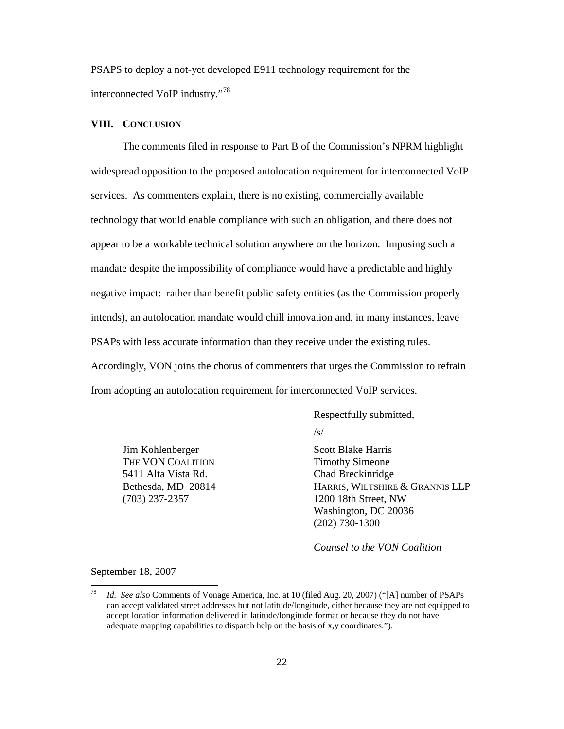PSAPS to deploy a not-yet developed E911 technology requirement for the interconnected VoIP industry."[78]

## VIII. CONCLUSION

The comments filed in response to Part B of the Commission's NPRM highlight widespread opposition to the proposed autolocation requirement for interconnected VoIP services. As commenters explain, there is no existing, commercially available technology that would enable compliance with such an obligation, and there does not appear to be a workable technical solution anywhere on the horizon. Imposing such a mandate despite the impossibility of compliance would have a predictable and highly negative impact: rather than benefit public safety entities (as the Commission properly intends), an autolocation mandate would chill innovation and, in many instances, leave PSAPs with less accurate information than they receive under the existing rules. Accordingly, VON joins the chorus of commenters that urges the Commission to refrain from adopting an autolocation requirement for interconnected VoIP services.

Respectfully submitted,

/s/

Jim Kohlenberger
THE VON COALITION
5411 Alta Vista Rd.
Bethesda, MD 20814
(703) 237-2357

Scott Blake Harris
Timothy Simeone
Chad Breckinridge
HARRIS, WILTSHIRE & GRANNIS LLP
1200 18th Street, NW
Washington, DC 20036
(202) 730-1300

*Counsel to the VON Coalition*

September 18, 2007

---

[78] *Id. See also* Comments of Vonage America, Inc. at 10 (filed Aug. 20, 2007) ("[A] number of PSAPs can accept validated street addresses but not latitude/longitude, either because they are not equipped to accept location information delivered in latitude/longitude format or because they do not have adequate mapping capabilities to dispatch help on the basis of x,y coordinates.").